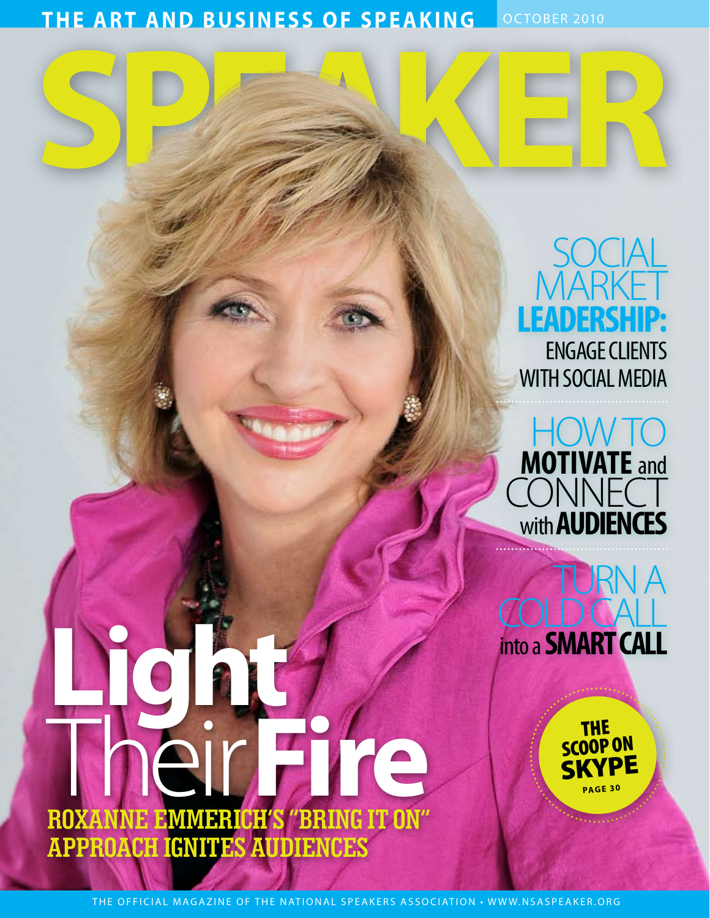THE ART AND BUSINESS OF SPEAKING

OCTOBER 2010

# SPEAKER

## SOCIAL MARKET LEADERSHIP:

ENGAGE CLIENTS WITH SOCIAL MEDIA

## HOW TO MOTIVATE and CONNECT with AUDIENCES

## TURN A COLD CALL into a SMART CALL

**THE SCOOP ON SKYPE**
PAGE 30

# Light Their Fire

ROXANNE EMMERICH'S "BRING IT ON" APPROACH IGNITES AUDIENCES

THE OFFICIAL MAGAZINE OF THE NATIONAL SPEAKERS ASSOCIATION • WWW.NSASPEAKER.ORG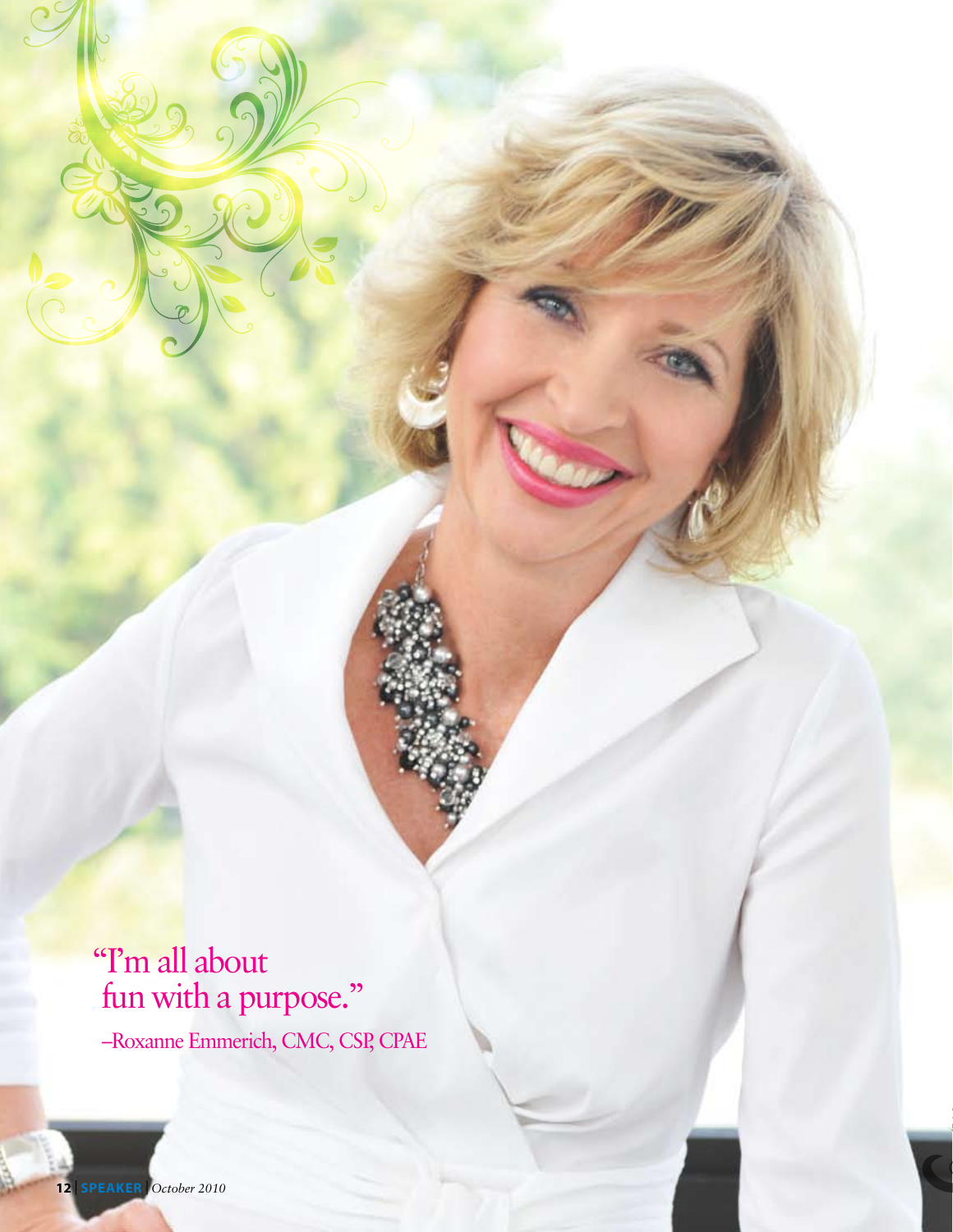"I'm all about fun with a purpose."

–Roxanne Emmerich, CMC, CSP, CPAE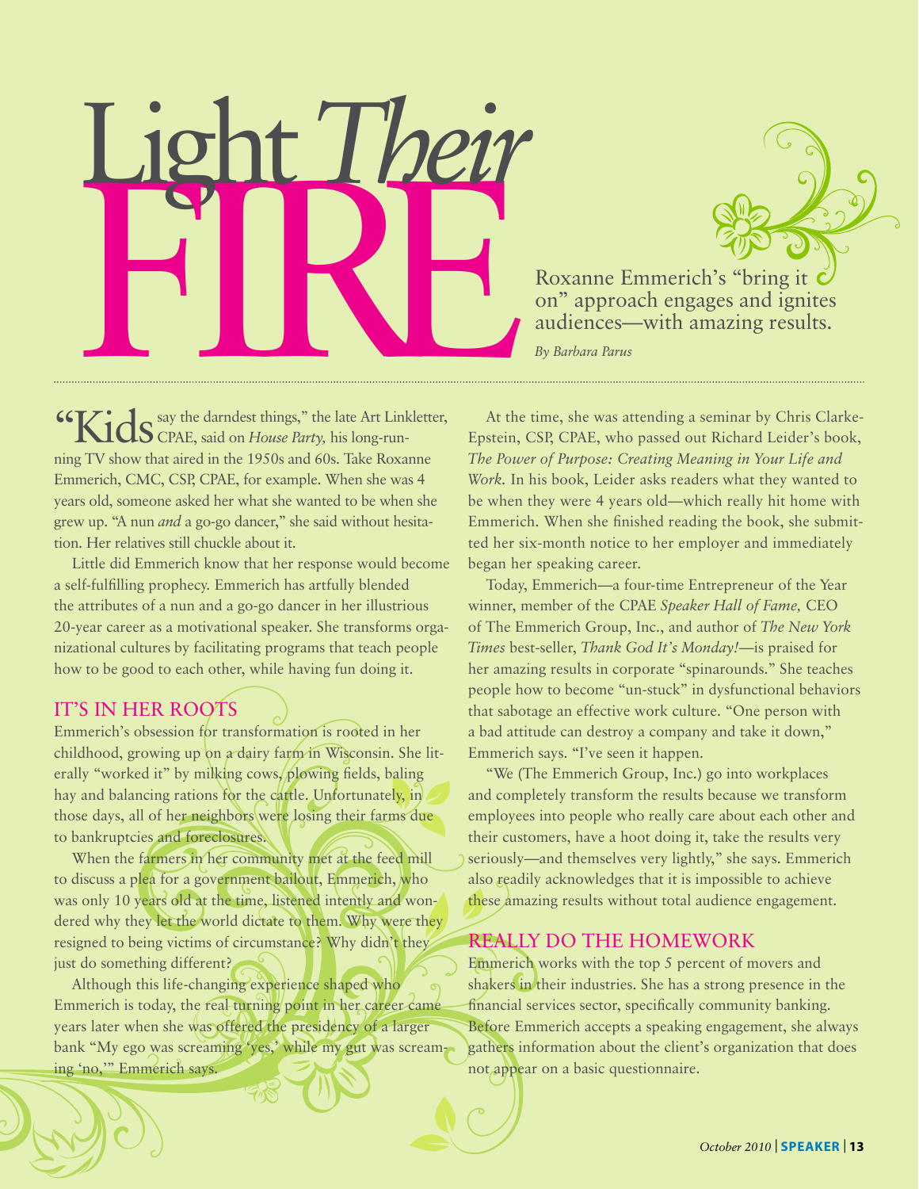# Light *Their* FIRE

Roxanne Emmerich's "bring it on" approach engages and ignites audiences—with amazing results.

*By Barbara Parus*

"Kids say the darndest things," the late Art Linkletter, CPAE, said on *House Party,* his long-running TV show that aired in the 1950s and 60s. Take Roxanne Emmerich, CMC, CSP, CPAE, for example. When she was 4 years old, someone asked her what she wanted to be when she grew up. "A nun *and* a go-go dancer," she said without hesitation. Her relatives still chuckle about it.

Little did Emmerich know that her response would become a self-fulfilling prophecy. Emmerich has artfully blended the attributes of a nun and a go-go dancer in her illustrious 20-year career as a motivational speaker. She transforms organizational cultures by facilitating programs that teach people how to be good to each other, while having fun doing it.

## IT'S IN HER ROOTS

Emmerich's obsession for transformation is rooted in her childhood, growing up on a dairy farm in Wisconsin. She literally "worked it" by milking cows, plowing fields, baling hay and balancing rations for the cattle. Unfortunately, in those days, all of her neighbors were losing their farms due to bankruptcies and foreclosures.

When the farmers in her community met at the feed mill to discuss a plea for a government bailout, Emmerich, who was only 10 years old at the time, listened intently and wondered why they let the world dictate to them. Why were they resigned to being victims of circumstance? Why didn't they just do something different?

Although this life-changing experience shaped who Emmerich is today, the real turning point in her career came years later when she was offered the presidency of a larger bank "My ego was screaming 'yes,' while my gut was screaming 'no,'" Emmerich says.

At the time, she was attending a seminar by Chris Clarke-Epstein, CSP, CPAE, who passed out Richard Leider's book, *The Power of Purpose: Creating Meaning in Your Life and Work.* In his book, Leider asks readers what they wanted to be when they were 4 years old—which really hit home with Emmerich. When she finished reading the book, she submitted her six-month notice to her employer and immediately began her speaking career.

Today, Emmerich—a four-time Entrepreneur of the Year winner, member of the CPAE *Speaker Hall of Fame,* CEO of The Emmerich Group, Inc., and author of *The New York Times* best-seller, *Thank God It's Monday!*—is praised for her amazing results in corporate "spinarounds." She teaches people how to become "un-stuck" in dysfunctional behaviors that sabotage an effective work culture. "One person with a bad attitude can destroy a company and take it down," Emmerich says. "I've seen it happen.

"We (The Emmerich Group, Inc.) go into workplaces and completely transform the results because we transform employees into people who really care about each other and their customers, have a hoot doing it, take the results very seriously—and themselves very lightly," she says. Emmerich also readily acknowledges that it is impossible to achieve these amazing results without total audience engagement.

## REALLY DO THE HOMEWORK

Emmerich works with the top 5 percent of movers and shakers in their industries. She has a strong presence in the financial services sector, specifically community banking. Before Emmerich accepts a speaking engagement, she always gathers information about the client's organization that does not appear on a basic questionnaire.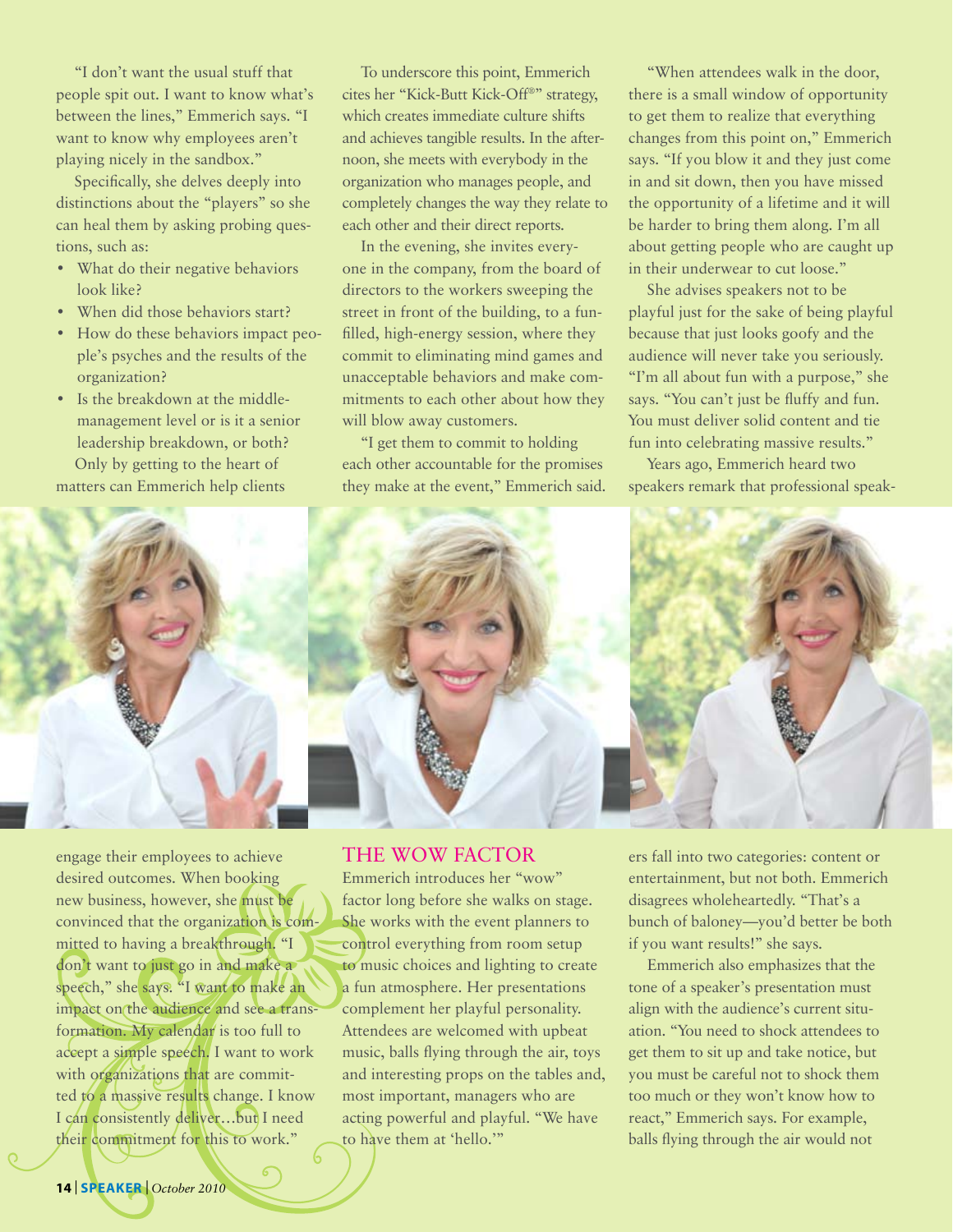"I don't want the usual stuff that people spit out. I want to know what's between the lines," Emmerich says. "I want to know why employees aren't playing nicely in the sandbox."

Specifically, she delves deeply into distinctions about the "players" so she can heal them by asking probing questions, such as:

- What do their negative behaviors look like?
- When did those behaviors start?
- How do these behaviors impact people's psyches and the results of the organization?
- Is the breakdown at the middle-management level or is it a senior leadership breakdown, or both?

Only by getting to the heart of matters can Emmerich help clients engage their employees to achieve desired outcomes. When booking new business, however, she must be convinced that the organization is committed to having a breakthrough. "I don't want to just go in and make a speech," she says. "I want to make an impact on the audience and see a transformation. My calendar is too full to accept a simple speech. I want to work with organizations that are committed to a massive results change. I know I can consistently deliver…but I need their commitment for this to work."

To underscore this point, Emmerich cites her "Kick-Butt Kick-Off®" strategy, which creates immediate culture shifts and achieves tangible results. In the afternoon, she meets with everybody in the organization who manages people, and completely changes the way they relate to each other and their direct reports.

In the evening, she invites everyone in the company, from the board of directors to the workers sweeping the street in front of the building, to a fun-filled, high-energy session, where they commit to eliminating mind games and unacceptable behaviors and make commitments to each other about how they will blow away customers.

"I get them to commit to holding each other accountable for the promises they make at the event," Emmerich said.

## THE WOW FACTOR

Emmerich introduces her "wow" factor long before she walks on stage. She works with the event planners to control everything from room setup to music choices and lighting to create a fun atmosphere. Her presentations complement her playful personality. Attendees are welcomed with upbeat music, balls flying through the air, toys and interesting props on the tables and, most important, managers who are acting powerful and playful. "We have to have them at 'hello.'"

"When attendees walk in the door, there is a small window of opportunity to get them to realize that everything changes from this point on," Emmerich says. "If you blow it and they just come in and sit down, then you have missed the opportunity of a lifetime and it will be harder to bring them along. I'm all about getting people who are caught up in their underwear to cut loose."

She advises speakers not to be playful just for the sake of being playful because that just looks goofy and the audience will never take you seriously. "I'm all about fun with a purpose," she says. "You can't just be fluffy and fun. You must deliver solid content and tie fun into celebrating massive results."

Years ago, Emmerich heard two speakers remark that professional speakers fall into two categories: content or entertainment, but not both. Emmerich disagrees wholeheartedly. "That's a bunch of baloney—you'd better be both if you want results!" she says.

Emmerich also emphasizes that the tone of a speaker's presentation must align with the audience's current situation. "You need to shock attendees to get them to sit up and take notice, but you must be careful not to shock them too much or they won't know how to react," Emmerich says. For example, balls flying through the air would not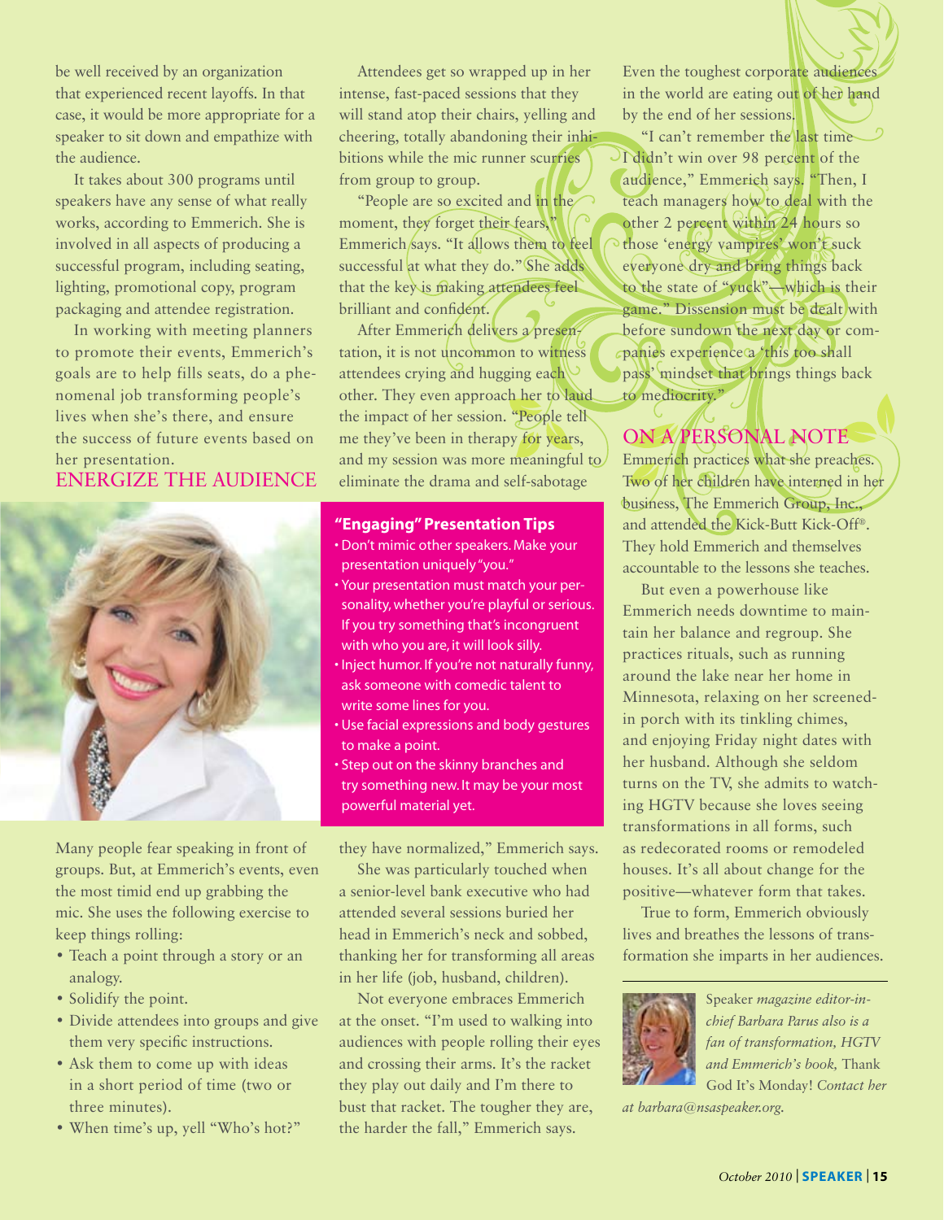be well received by an organization that experienced recent layoffs. In that case, it would be more appropriate for a speaker to sit down and empathize with the audience.

It takes about 300 programs until speakers have any sense of what really works, according to Emmerich. She is involved in all aspects of producing a successful program, including seating, lighting, promotional copy, program packaging and attendee registration.

In working with meeting planners to promote their events, Emmerich's goals are to help fills seats, do a phenomenal job transforming people's lives when she's there, and ensure the success of future events based on her presentation.

## ENERGIZE THE AUDIENCE

Many people fear speaking in front of groups. But, at Emmerich's events, even the most timid end up grabbing the mic. She uses the following exercise to keep things rolling:

- Teach a point through a story or an analogy.
- Solidify the point.
- Divide attendees into groups and give them very specific instructions.
- Ask them to come up with ideas in a short period of time (two or three minutes).
- When time's up, yell "Who's hot?"

Attendees get so wrapped up in her intense, fast-paced sessions that they will stand atop their chairs, yelling and cheering, totally abandoning their inhibitions while the mic runner scurries from group to group.

"People are so excited and in the moment, they forget their fears," Emmerich says. "It allows them to feel successful at what they do." She adds that the key is making attendees feel brilliant and confident.

After Emmerich delivers a presentation, it is not uncommon to witness attendees crying and hugging each other. They even approach her to laud the impact of her session. "People tell me they've been in therapy for years, and my session was more meaningful to eliminate the drama and self-sabotage they have normalized," Emmerich says.

She was particularly touched when a senior-level bank executive who had attended several sessions buried her head in Emmerich's neck and sobbed, thanking her for transforming all areas in her life (job, husband, children).

Not everyone embraces Emmerich at the onset. "I'm used to walking into audiences with people rolling their eyes and crossing their arms. It's the racket they play out daily and I'm there to bust that racket. The tougher they are, the harder the fall," Emmerich says. Even the toughest corporate audiences in the world are eating out of her hand by the end of her sessions.

"I can't remember the last time I didn't win over 98 percent of the audience," Emmerich says. "Then, I teach managers how to deal with the other 2 percent within 24 hours so those 'energy vampires' won't suck everyone dry and bring things back to the state of "yuck"—which is their game." Dissension must be dealt with before sundown the next day or companies experience a 'this too shall pass' mindset that brings things back to mediocrity."

### "Engaging" Presentation Tips

- Don't mimic other speakers. Make your presentation uniquely "you."
- Your presentation must match your personality, whether you're playful or serious. If you try something that's incongruent with who you are, it will look silly.
- Inject humor. If you're not naturally funny, ask someone with comedic talent to write some lines for you.
- Use facial expressions and body gestures to make a point.
- Step out on the skinny branches and try something new. It may be your most powerful material yet.

## ON A PERSONAL NOTE

Emmerich practices what she preaches. Two of her children have interned in her business, The Emmerich Group, Inc., and attended the Kick-Butt Kick-Off®. They hold Emmerich and themselves accountable to the lessons she teaches.

But even a powerhouse like Emmerich needs downtime to maintain her balance and regroup. She practices rituals, such as running around the lake near her home in Minnesota, relaxing on her screened-in porch with its tinkling chimes, and enjoying Friday night dates with her husband. Although she seldom turns on the TV, she admits to watching HGTV because she loves seeing transformations in all forms, such as redecorated rooms or remodeled houses. It's all about change for the positive—whatever form that takes.

True to form, Emmerich obviously lives and breathes the lessons of transformation she imparts in her audiences.

---

*Speaker magazine editor-in-chief Barbara Parus also is a fan of transformation, HGTV and Emmerich's book,* Thank God It's Monday! *Contact her at barbara@nsaspeaker.org.*